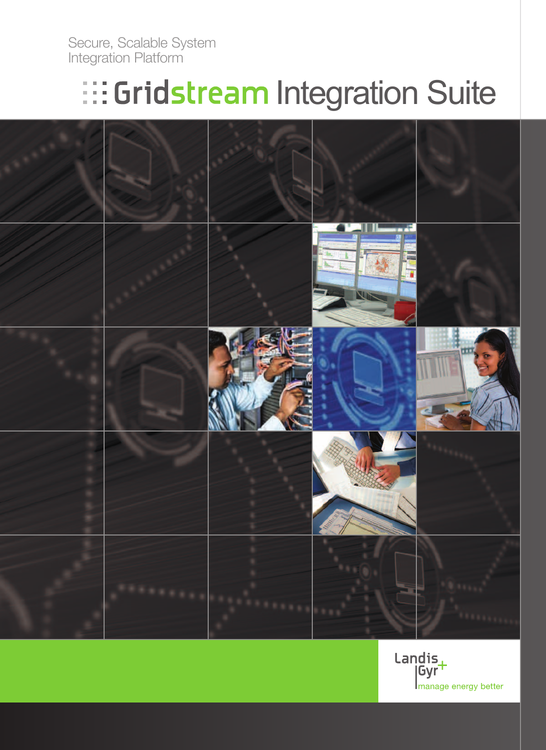Secure, Scalable System Integration Platform

# Gridstream Integration Suite

Landis+Gyr

manage energy better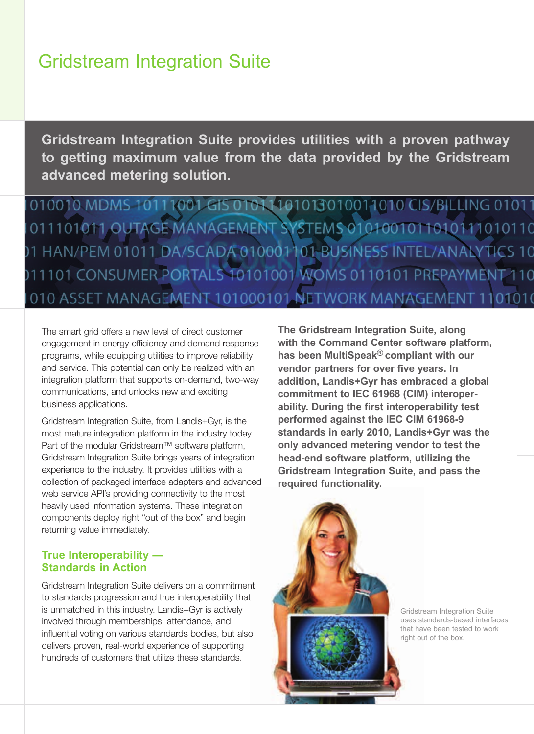# Gridstream Integration Suite

**Gridstream Integration Suite provides utilities with a proven pathway to getting maximum value from the data provided by the Gridstream advanced metering solution.**

The smart grid offers a new level of direct customer engagement in energy efficiency and demand response programs, while equipping utilities to improve reliability and service. This potential can only be realized with an integration platform that supports on-demand, two-way communications, and unlocks new and exciting business applications.

Gridstream Integration Suite, from Landis+Gyr, is the most mature integration platform in the industry today. Part of the modular Gridstream™ software platform, Gridstream Integration Suite brings years of integration experience to the industry. It provides utilities with a collection of packaged interface adapters and advanced web service API's providing connectivity to the most heavily used information systems. These integration components deploy right "out of the box" and begin returning value immediately.

## True Interoperability — Standards in Action

Gridstream Integration Suite delivers on a commitment to standards progression and true interoperability that is unmatched in this industry. Landis+Gyr is actively involved through memberships, attendance, and influential voting on various standards bodies, but also delivers proven, real-world experience of supporting hundreds of customers that utilize these standards.

**The Gridstream Integration Suite, along with the Command Center software platform, has been MultiSpeak® compliant with our vendor partners for over five years. In addition, Landis+Gyr has embraced a global commitment to IEC 61968 (CIM) interoperability. During the first interoperability test performed against the IEC CIM 61968-9 standards in early 2010, Landis+Gyr was the only advanced metering vendor to test the head-end software platform, utilizing the Gridstream Integration Suite, and pass the required functionality.**

Gridstream Integration Suite uses standards-based interfaces that have been tested to work right out of the box.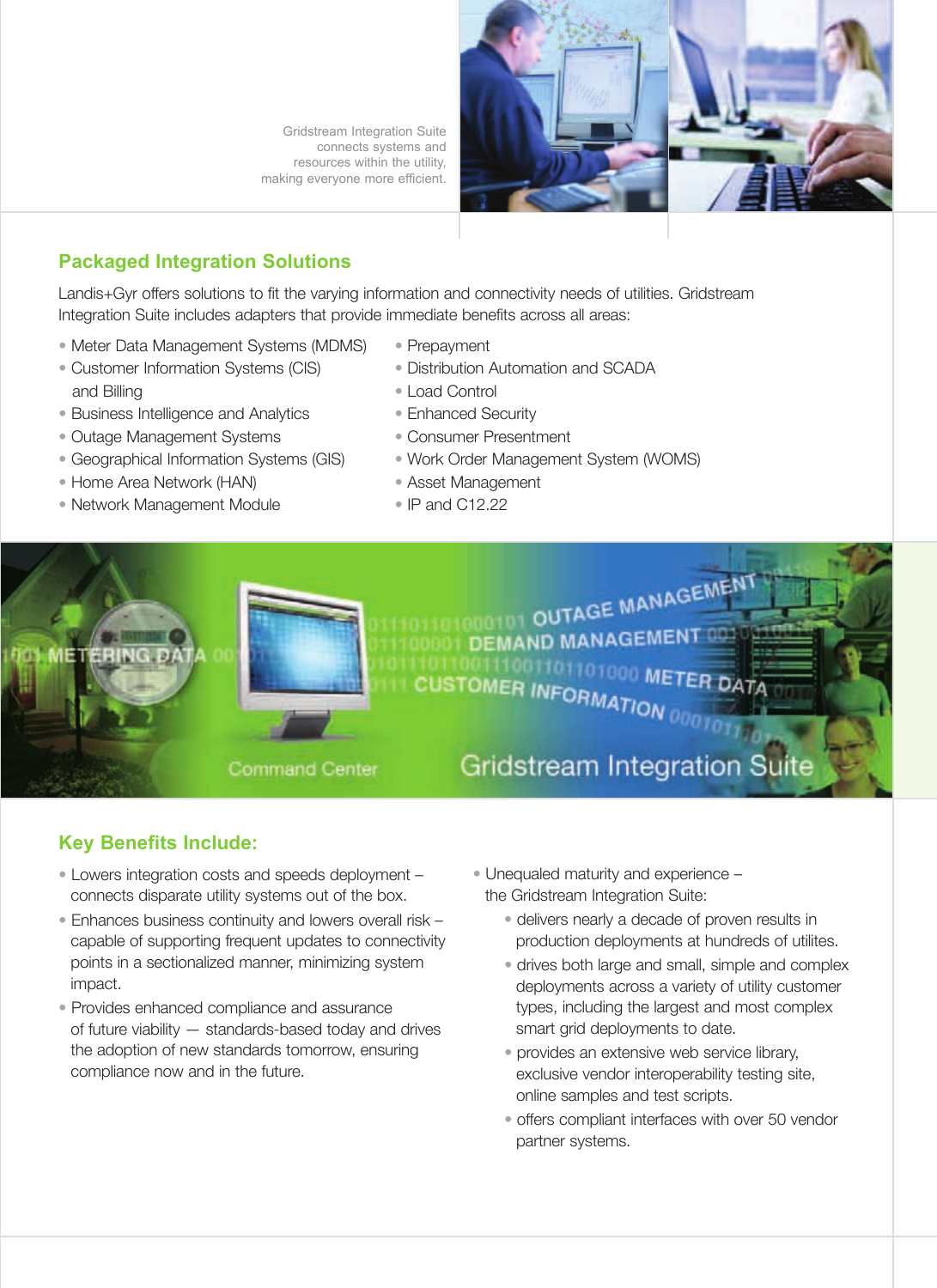Gridstream Integration Suite connects systems and resources within the utility, making everyone more efficient.

## Packaged Integration Solutions

Landis+Gyr offers solutions to fit the varying information and connectivity needs of utilities. Gridstream Integration Suite includes adapters that provide immediate benefits across all areas:

- Meter Data Management Systems (MDMS)
- Customer Information Systems (CIS) and Billing
- Business Intelligence and Analytics
- Outage Management Systems
- Geographical Information Systems (GIS)
- Home Area Network (HAN)
- Network Management Module
- Prepayment
- Distribution Automation and SCADA
- Load Control
- Enhanced Security
- Consumer Presentment
- Work Order Management System (WOMS)
- Asset Management
- IP and C12.22

## Key Benefits Include:

- Lowers integration costs and speeds deployment – connects disparate utility systems out of the box.
- Enhances business continuity and lowers overall risk – capable of supporting frequent updates to connectivity points in a sectionalized manner, minimizing system impact.
- Provides enhanced compliance and assurance of future viability — standards-based today and drives the adoption of new standards tomorrow, ensuring compliance now and in the future.
- Unequaled maturity and experience – the Gridstream Integration Suite:
  - delivers nearly a decade of proven results in production deployments at hundreds of utilites.
  - drives both large and small, simple and complex deployments across a variety of utility customer types, including the largest and most complex smart grid deployments to date.
  - provides an extensive web service library, exclusive vendor interoperability testing site, online samples and test scripts.
  - offers compliant interfaces with over 50 vendor partner systems.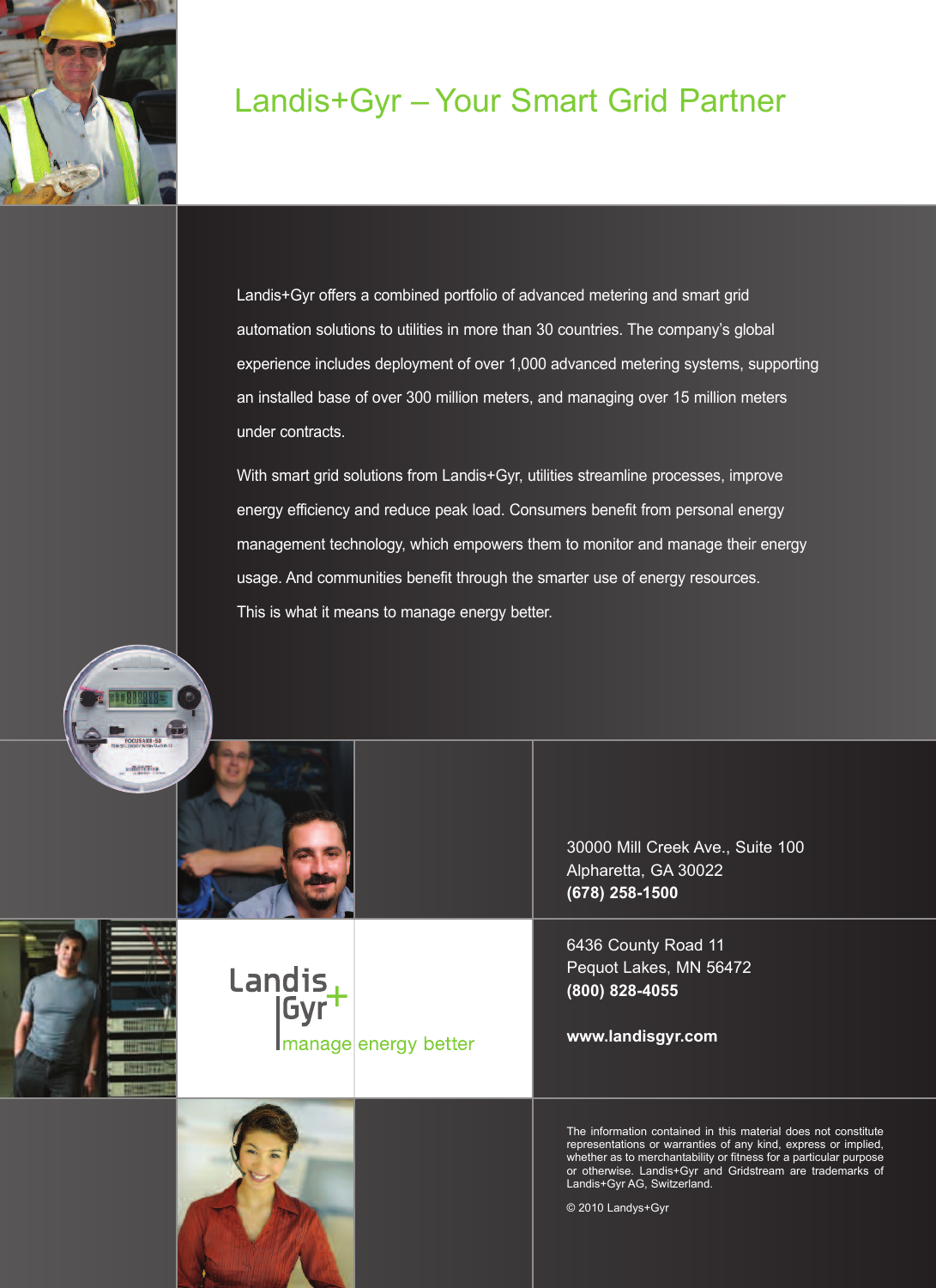# Landis+Gyr – Your Smart Grid Partner

Landis+Gyr offers a combined portfolio of advanced metering and smart grid automation solutions to utilities in more than 30 countries. The company's global experience includes deployment of over 1,000 advanced metering systems, supporting an installed base of over 300 million meters, and managing over 15 million meters under contracts.

With smart grid solutions from Landis+Gyr, utilities streamline processes, improve energy efficiency and reduce peak load. Consumers benefit from personal energy management technology, which empowers them to monitor and manage their energy usage. And communities benefit through the smarter use of energy resources. This is what it means to manage energy better.

Landis+Gyr
manage energy better

30000 Mill Creek Ave., Suite 100
Alpharetta, GA 30022
**(678) 258-1500**

6436 County Road 11
Pequot Lakes, MN 56472
**(800) 828-4055**

**www.landisgyr.com**

The information contained in this material does not constitute representations or warranties of any kind, express or implied, whether as to merchantability or fitness for a particular purpose or otherwise. Landis+Gyr and Gridstream are trademarks of Landis+Gyr AG, Switzerland.

© 2010 Landys+Gyr